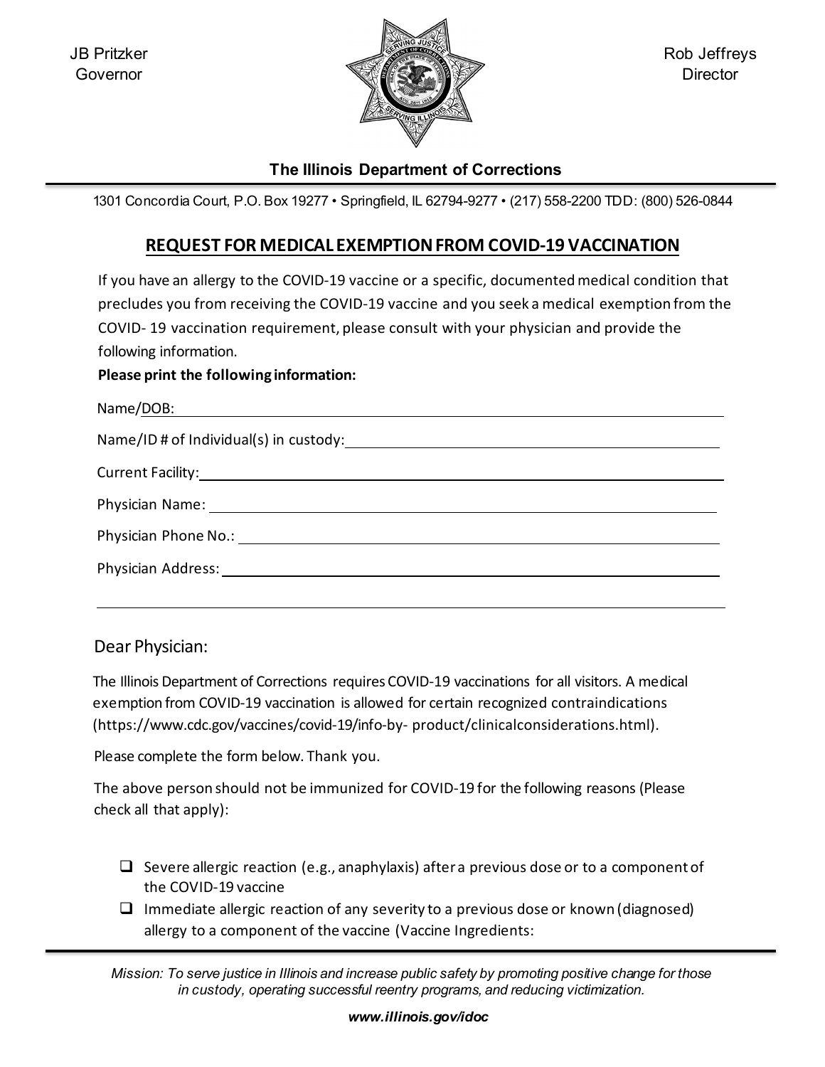JB Pritzker
Governor

Rob Jeffreys
Director

**The Illinois Department of Corrections**

1301 Concordia Court, P.O. Box 19277 • Springfield, IL 62794-9277 • (217) 558-2200 TDD: (800) 526-0844

## REQUEST FOR MEDICAL EXEMPTION FROM COVID-19 VACCINATION

If you have an allergy to the COVID-19 vaccine or a specific, documented medical condition that precludes you from receiving the COVID-19 vaccine and you seek a medical exemption from the COVID- 19 vaccination requirement, please consult with your physician and provide the following information.

**Please print the following information:**

Name/DOB: ______________________________

Name/ID # of Individual(s) in custody: ______________________________

Current Facility: ______________________________

Physician Name: ______________________________

Physician Phone No.: ______________________________

Physician Address: ______________________________

______________________________

Dear Physician:

The Illinois Department of Corrections requires COVID-19 vaccinations for all visitors. A medical exemption from COVID-19 vaccination is allowed for certain recognized contraindications (https://www.cdc.gov/vaccines/covid-19/info-by- product/clinicalconsiderations.html).

Please complete the form below. Thank you.

The above person should not be immunized for COVID-19 for the following reasons (Please check all that apply):

- ❑ Severe allergic reaction (e.g., anaphylaxis) after a previous dose or to a component of the COVID-19 vaccine
- ❑ Immediate allergic reaction of any severity to a previous dose or known (diagnosed) allergy to a component of the vaccine (Vaccine Ingredients:

*Mission: To serve justice in Illinois and increase public safety by promoting positive change for those in custody, operating successful reentry programs, and reducing victimization.*

***www.illinois.gov/idoc***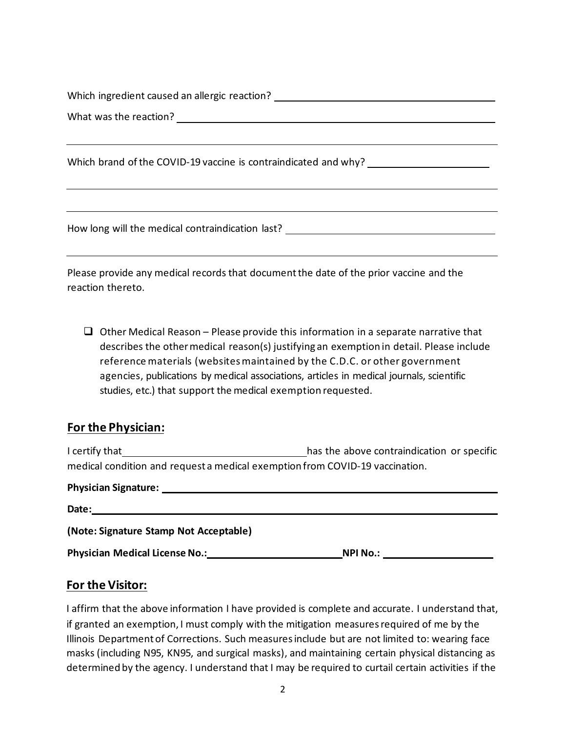Which ingredient caused an allergic reaction? ______________________________________

What was the reaction? ______________________________________________________

_______________________________________________________________________

Which brand of the COVID-19 vaccine is contraindicated and why? ___________________

_______________________________________________________________________

_______________________________________________________________________

How long will the medical contraindication last? ______________________________

_______________________________________________________________________

Please provide any medical records that document the date of the prior vaccine and the reaction thereto.

- ☐ Other Medical Reason – Please provide this information in a separate narrative that describes the other medical reason(s) justifying an exemption in detail. Please include reference materials (websites maintained by the C.D.C. or other government agencies, publications by medical associations, articles in medical journals, scientific studies, etc.) that support the medical exemption requested.

## For the Physician:

I certify that ______________________________ has the above contraindication or specific medical condition and request a medical exemption from COVID-19 vaccination.

**Physician Signature:** ______________________________________________________

**Date:** _______________________________________________________________

**(Note: Signature Stamp Not Acceptable)**

**Physician Medical License No.:** ______________________ **NPI No.:** __________________

## For the Visitor:

I affirm that the above information I have provided is complete and accurate. I understand that, if granted an exemption, I must comply with the mitigation measures required of me by the Illinois Department of Corrections. Such measures include but are not limited to: wearing face masks (including N95, KN95, and surgical masks), and maintaining certain physical distancing as determined by the agency. I understand that I may be required to curtail certain activities if the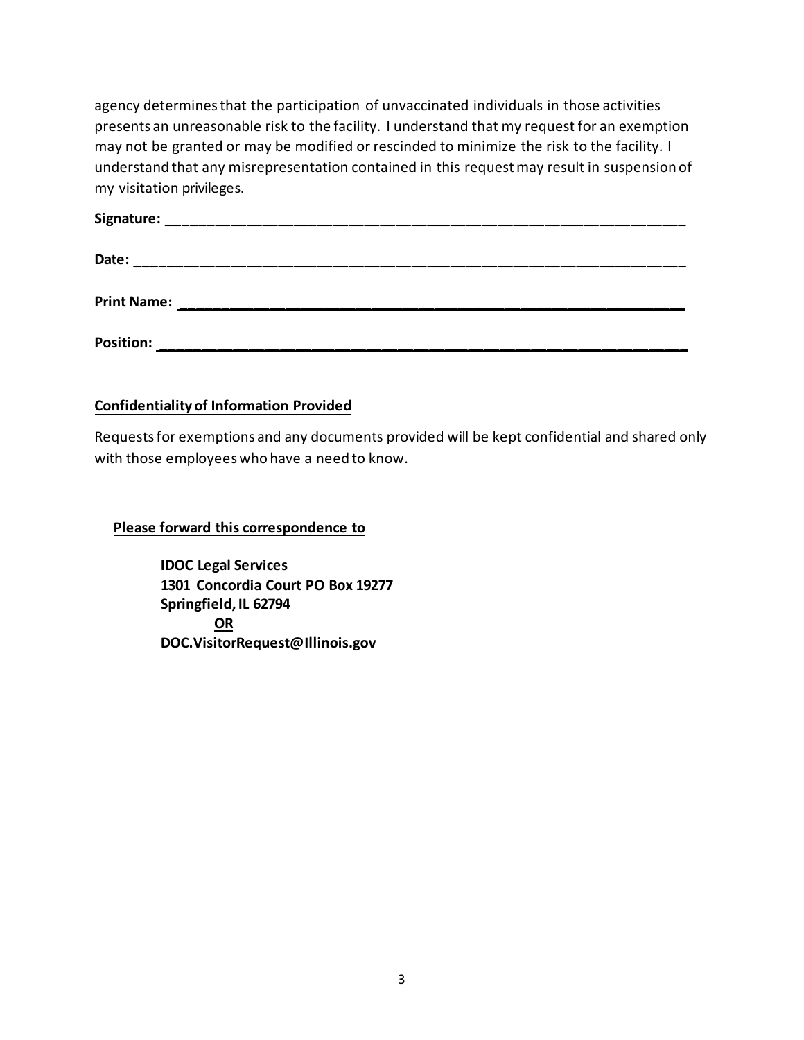agency determines that the participation of unvaccinated individuals in those activities presents an unreasonable risk to the facility. I understand that my request for an exemption may not be granted or may be modified or rescinded to minimize the risk to the facility. I understand that any misrepresentation contained in this request may result in suspension of my visitation privileges.

**Signature:** ______________________________________________________________

**Date:** __________________________________________________________________

**Print Name:** ____________________________________________________________

**Position:** _______________________________________________________________

**<u>Confidentiality of Information Provided</u>**

Requests for exemptions and any documents provided will be kept confidential and shared only with those employees who have a need to know.

**<u>Please forward this correspondence to</u>**

**IDOC Legal Services**
**1301 Concordia Court PO Box 19277**
**Springfield, IL 62794**
**<u>OR</u>**
**DOC.VisitorRequest@Illinois.gov**